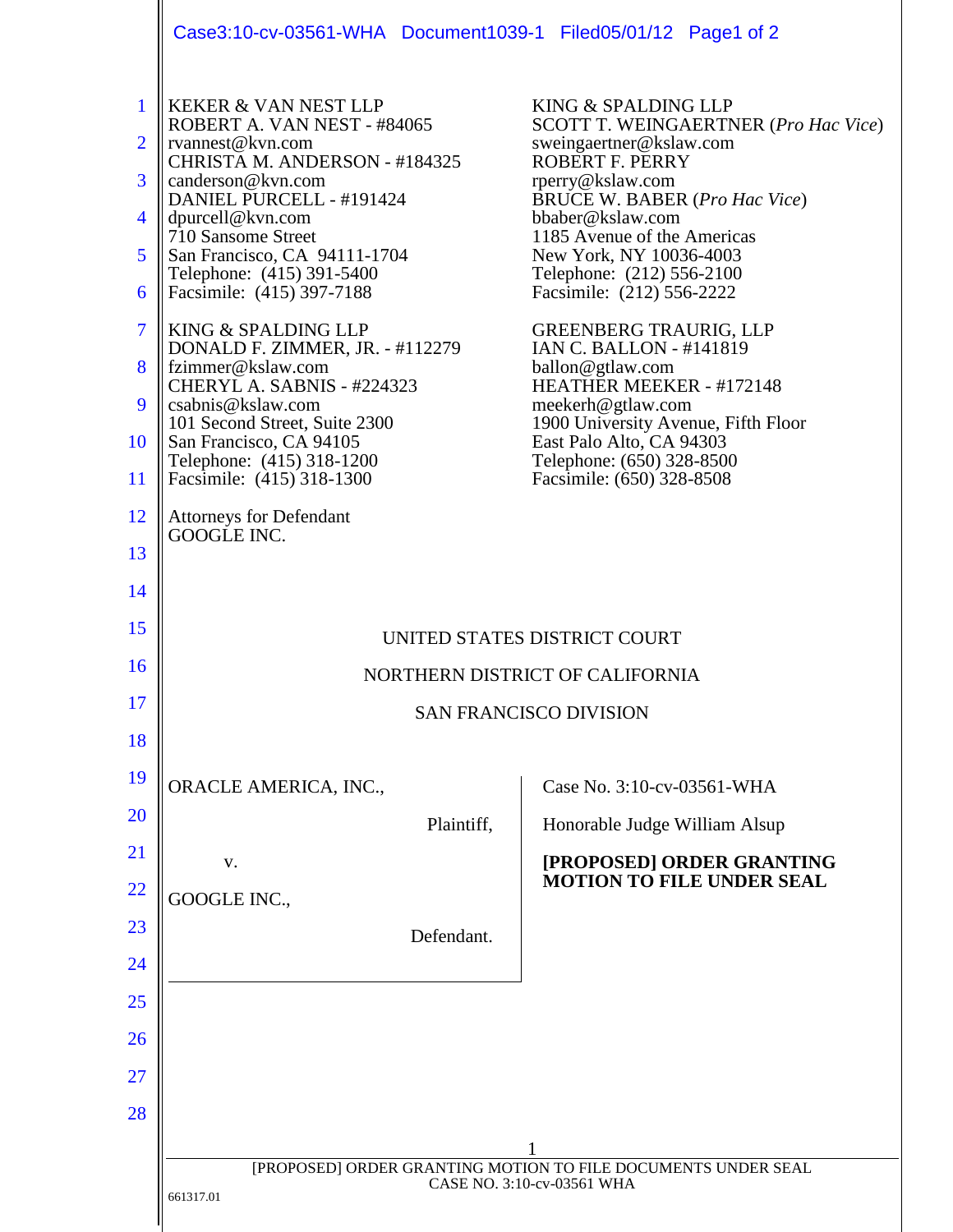KEKER & VAN NEST LLP
ROBERT A. VAN NEST - #84065
rvannest@kvn.com
CHRISTA M. ANDERSON - #184325
canderson@kvn.com
DANIEL PURCELL - #191424
dpurcell@kvn.com
710 Sansome Street
San Francisco, CA 94111-1704
Telephone: (415) 391-5400
Facsimile: (415) 397-7188

KING & SPALDING LLP
DONALD F. ZIMMER, JR. - #112279
fzimmer@kslaw.com
CHERYL A. SABNIS - #224323
csabnis@kslaw.com
101 Second Street, Suite 2300
San Francisco, CA 94105
Telephone: (415) 318-1200
Facsimile: (415) 318-1300

KING & SPALDING LLP
SCOTT T. WEINGAERTNER (*Pro Hac Vice*)
sweingaertner@kslaw.com
ROBERT F. PERRY
rperry@kslaw.com
BRUCE W. BABER (*Pro Hac Vice*)
bbaber@kslaw.com
1185 Avenue of the Americas
New York, NY 10036-4003
Telephone: (212) 556-2100
Facsimile: (212) 556-2222

GREENBERG TRAURIG, LLP
IAN C. BALLON - #141819
ballon@gtlaw.com
HEATHER MEEKER - #172148
meekerh@gtlaw.com
1900 University Avenue, Fifth Floor
East Palo Alto, CA 94303
Telephone: (650) 328-8500
Facsimile: (650) 328-8508

Attorneys for Defendant
GOOGLE INC.

UNITED STATES DISTRICT COURT

NORTHERN DISTRICT OF CALIFORNIA

SAN FRANCISCO DIVISION

ORACLE AMERICA, INC.,

Plaintiff,

v.

GOOGLE INC.,

Defendant.

Case No. 3:10-cv-03561-WHA

Honorable Judge William Alsup

**[PROPOSED] ORDER GRANTING MOTION TO FILE UNDER SEAL**

[PROPOSED] ORDER GRANTING MOTION TO FILE DOCUMENTS UNDER SEAL
CASE NO. 3:10-cv-03561 WHA

661317.01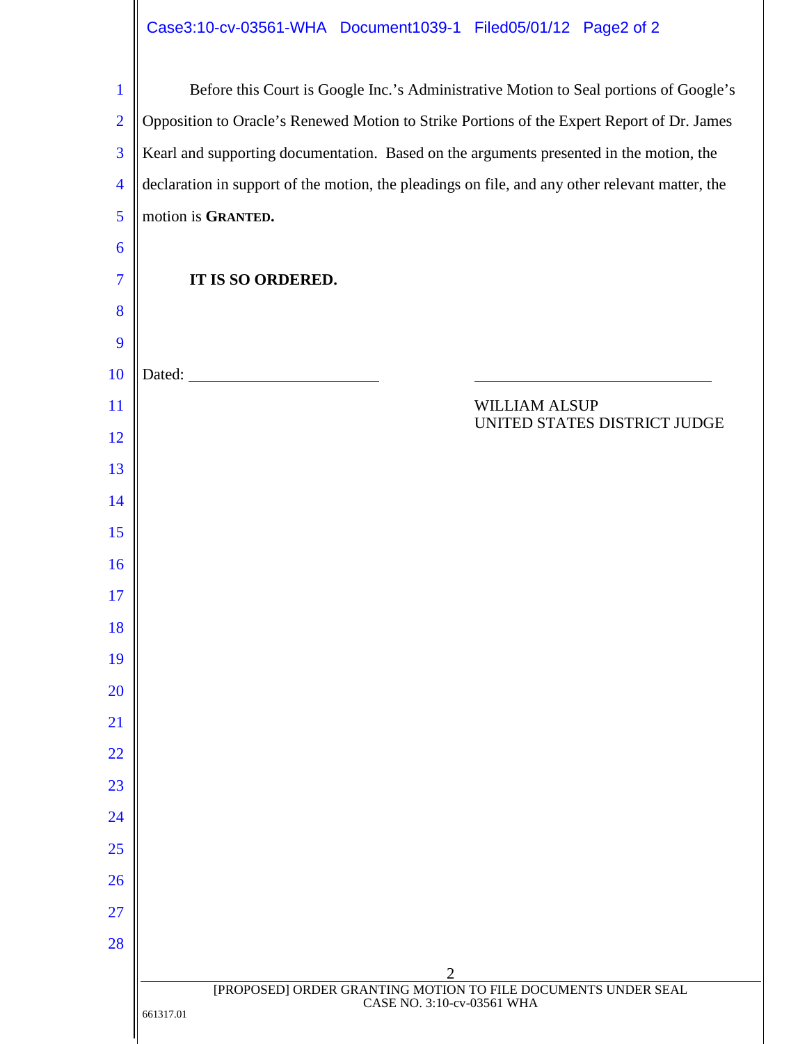Before this Court is Google Inc.'s Administrative Motion to Seal portions of Google's Opposition to Oracle's Renewed Motion to Strike Portions of the Expert Report of Dr. James Kearl and supporting documentation. Based on the arguments presented in the motion, the declaration in support of the motion, the pleadings on file, and any other relevant matter, the motion is **GRANTED.**

**IT IS SO ORDERED.**

Dated: ________________________

________________________________
WILLIAM ALSUP
UNITED STATES DISTRICT JUDGE

[PROPOSED] ORDER GRANTING MOTION TO FILE DOCUMENTS UNDER SEAL
CASE NO. 3:10-cv-03561 WHA

661317.01